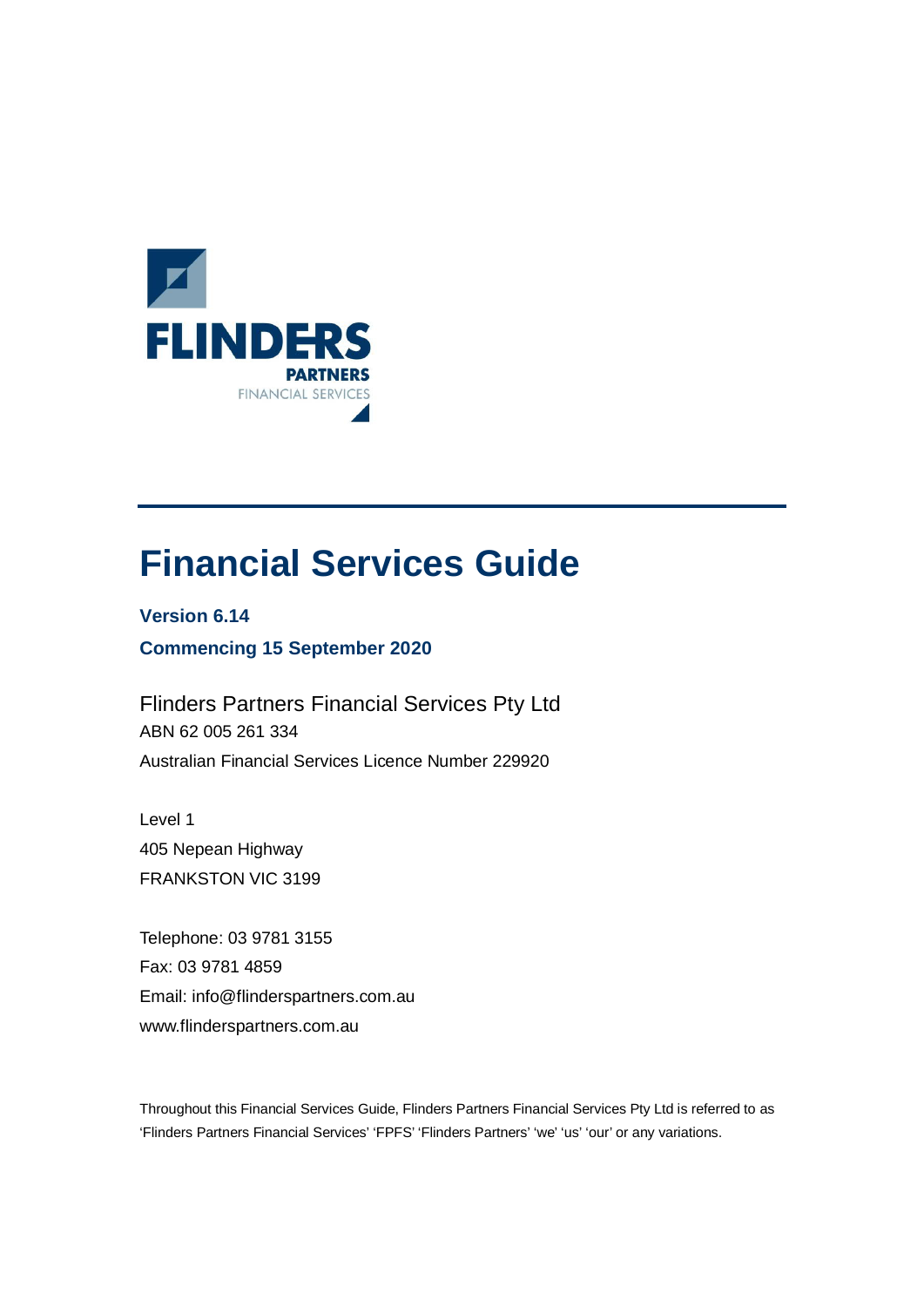FLINDERS
PARTNERS
FINANCIAL SERVICES

# Financial Services Guide

**Version 6.14**

**Commencing 15 September 2020**

Flinders Partners Financial Services Pty Ltd
ABN 62 005 261 334
Australian Financial Services Licence Number 229920

Level 1
405 Nepean Highway
FRANKSTON VIC 3199

Telephone: 03 9781 3155
Fax: 03 9781 4859
Email: info@flinderspartners.com.au
www.flinderspartners.com.au

Throughout this Financial Services Guide, Flinders Partners Financial Services Pty Ltd is referred to as 'Flinders Partners Financial Services' 'FPFS' 'Flinders Partners' 'we' 'us' 'our' or any variations.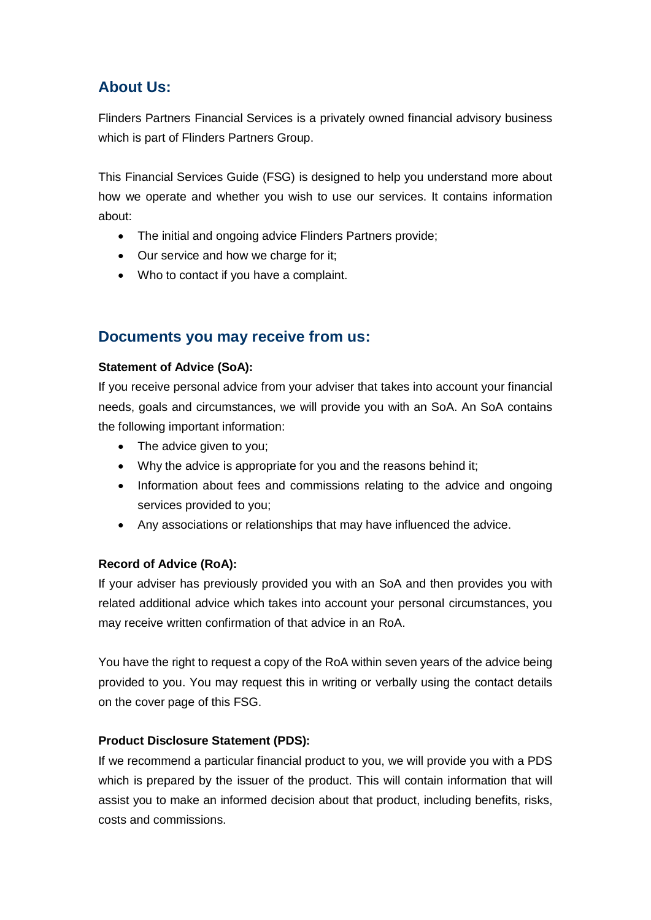## About Us:

Flinders Partners Financial Services is a privately owned financial advisory business which is part of Flinders Partners Group.

This Financial Services Guide (FSG) is designed to help you understand more about how we operate and whether you wish to use our services. It contains information about:

- The initial and ongoing advice Flinders Partners provide;
- Our service and how we charge for it;
- Who to contact if you have a complaint.

## Documents you may receive from us:

**Statement of Advice (SoA):**

If you receive personal advice from your adviser that takes into account your financial needs, goals and circumstances, we will provide you with an SoA. An SoA contains the following important information:

- The advice given to you;
- Why the advice is appropriate for you and the reasons behind it;
- Information about fees and commissions relating to the advice and ongoing services provided to you;
- Any associations or relationships that may have influenced the advice.

**Record of Advice (RoA):**

If your adviser has previously provided you with an SoA and then provides you with related additional advice which takes into account your personal circumstances, you may receive written confirmation of that advice in an RoA.

You have the right to request a copy of the RoA within seven years of the advice being provided to you. You may request this in writing or verbally using the contact details on the cover page of this FSG.

**Product Disclosure Statement (PDS):**

If we recommend a particular financial product to you, we will provide you with a PDS which is prepared by the issuer of the product. This will contain information that will assist you to make an informed decision about that product, including benefits, risks, costs and commissions.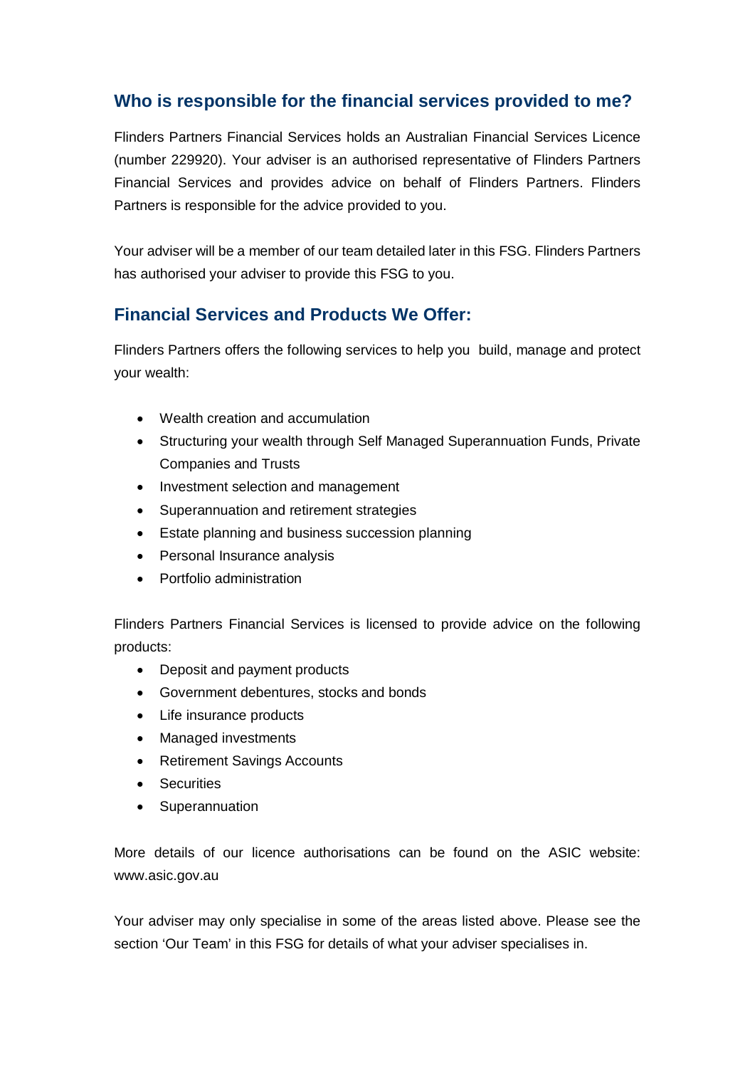## Who is responsible for the financial services provided to me?

Flinders Partners Financial Services holds an Australian Financial Services Licence (number 229920). Your adviser is an authorised representative of Flinders Partners Financial Services and provides advice on behalf of Flinders Partners. Flinders Partners is responsible for the advice provided to you.

Your adviser will be a member of our team detailed later in this FSG. Flinders Partners has authorised your adviser to provide this FSG to you.

## Financial Services and Products We Offer:

Flinders Partners offers the following services to help you build, manage and protect your wealth:

- Wealth creation and accumulation
- Structuring your wealth through Self Managed Superannuation Funds, Private Companies and Trusts
- Investment selection and management
- Superannuation and retirement strategies
- Estate planning and business succession planning
- Personal Insurance analysis
- Portfolio administration

Flinders Partners Financial Services is licensed to provide advice on the following products:

- Deposit and payment products
- Government debentures, stocks and bonds
- Life insurance products
- Managed investments
- Retirement Savings Accounts
- Securities
- Superannuation

More details of our licence authorisations can be found on the ASIC website: www.asic.gov.au

Your adviser may only specialise in some of the areas listed above. Please see the section 'Our Team' in this FSG for details of what your adviser specialises in.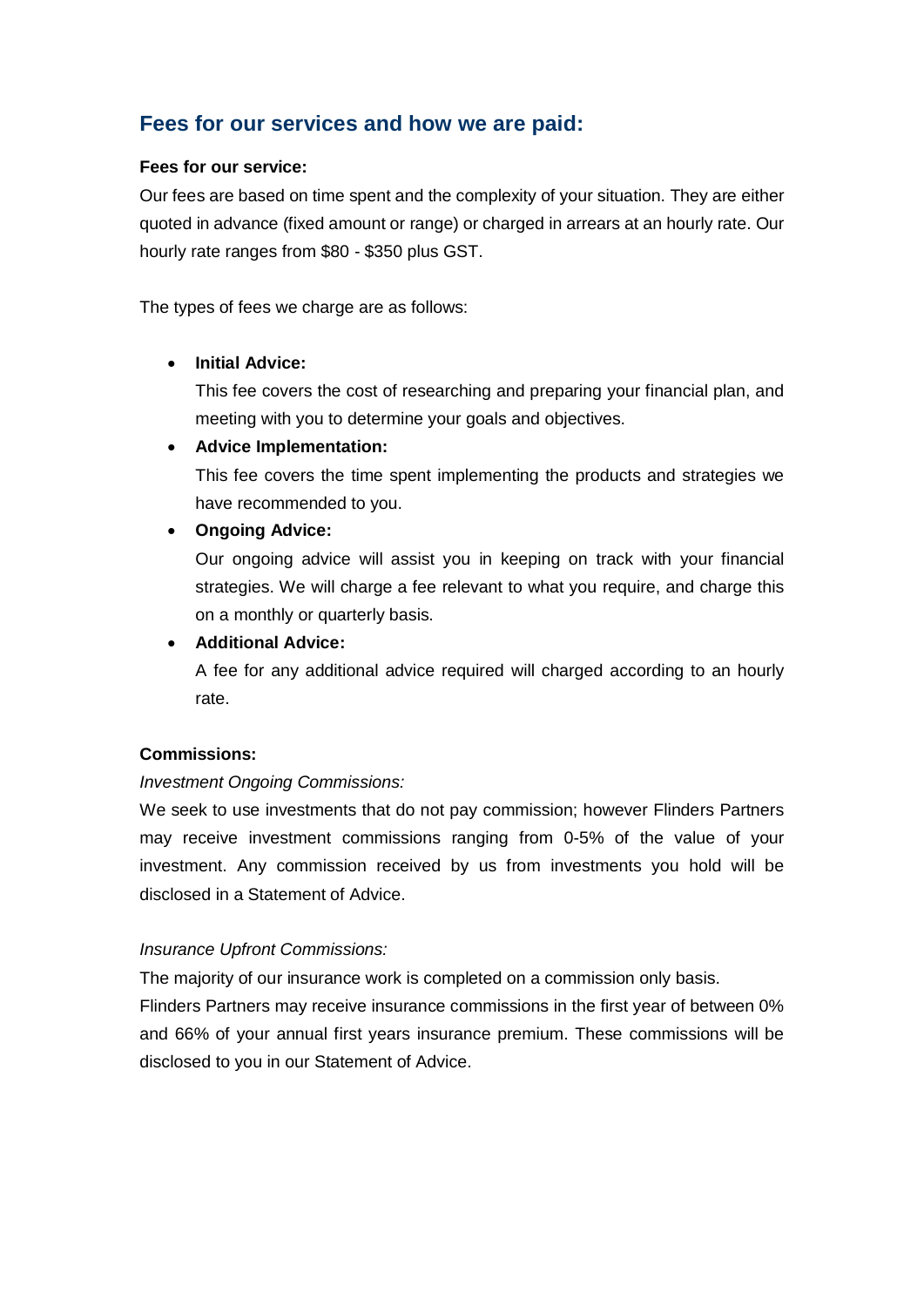## Fees for our services and how we are paid:

**Fees for our service:**

Our fees are based on time spent and the complexity of your situation. They are either quoted in advance (fixed amount or range) or charged in arrears at an hourly rate. Our hourly rate ranges from $80 - $350 plus GST.

The types of fees we charge are as follows:

- **Initial Advice:**
  This fee covers the cost of researching and preparing your financial plan, and meeting with you to determine your goals and objectives.
- **Advice Implementation:**
  This fee covers the time spent implementing the products and strategies we have recommended to you.
- **Ongoing Advice:**
  Our ongoing advice will assist you in keeping on track with your financial strategies. We will charge a fee relevant to what you require, and charge this on a monthly or quarterly basis.
- **Additional Advice:**
  A fee for any additional advice required will charged according to an hourly rate.

**Commissions:**

*Investment Ongoing Commissions:*

We seek to use investments that do not pay commission; however Flinders Partners may receive investment commissions ranging from 0-5% of the value of your investment. Any commission received by us from investments you hold will be disclosed in a Statement of Advice.

*Insurance Upfront Commissions:*

The majority of our insurance work is completed on a commission only basis.
Flinders Partners may receive insurance commissions in the first year of between 0% and 66% of your annual first years insurance premium. These commissions will be disclosed to you in our Statement of Advice.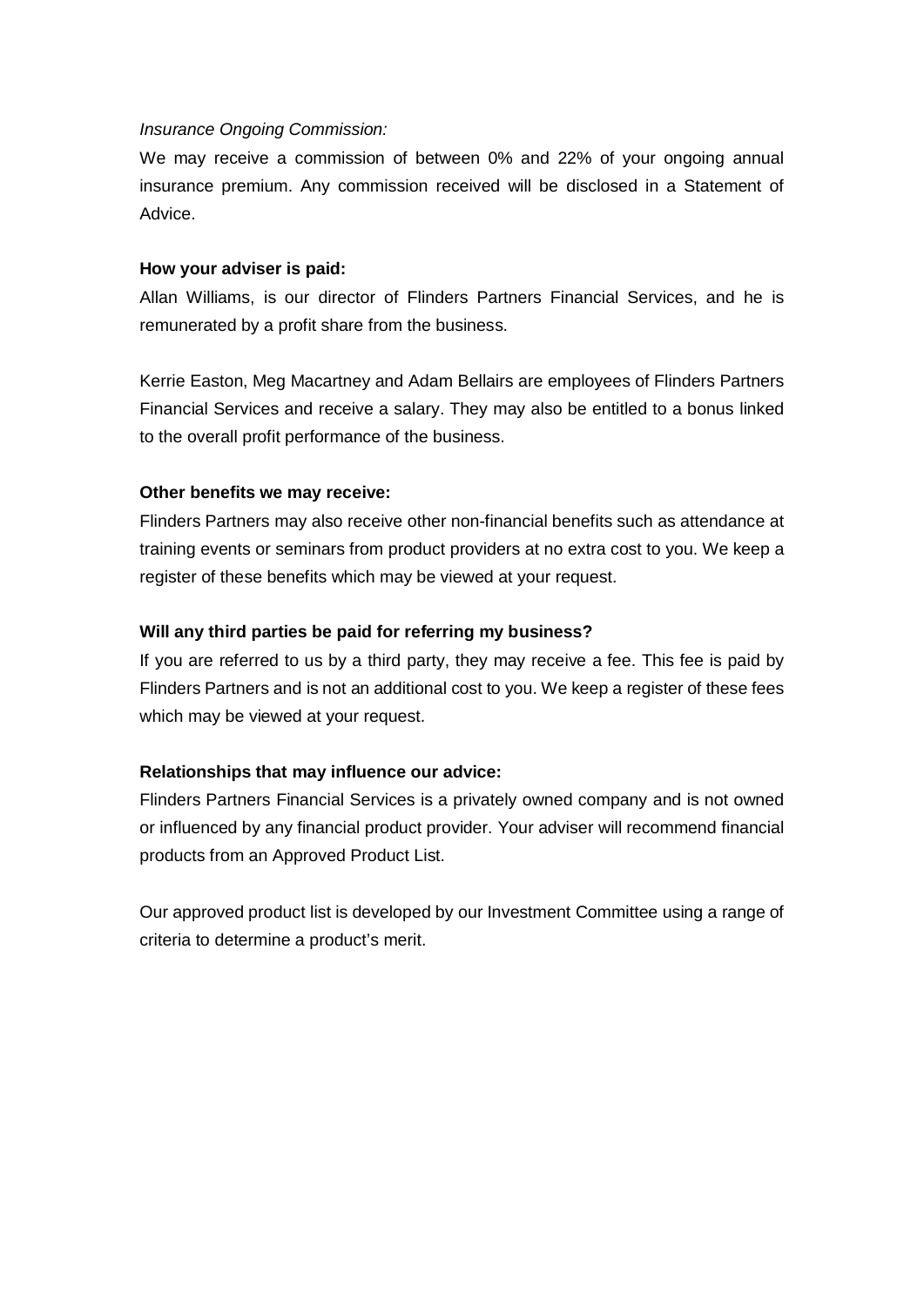*Insurance Ongoing Commission:*

We may receive a commission of between 0% and 22% of your ongoing annual insurance premium. Any commission received will be disclosed in a Statement of Advice.

**How your adviser is paid:**

Allan Williams, is our director of Flinders Partners Financial Services, and he is remunerated by a profit share from the business.

Kerrie Easton, Meg Macartney and Adam Bellairs are employees of Flinders Partners Financial Services and receive a salary. They may also be entitled to a bonus linked to the overall profit performance of the business.

**Other benefits we may receive:**

Flinders Partners may also receive other non-financial benefits such as attendance at training events or seminars from product providers at no extra cost to you. We keep a register of these benefits which may be viewed at your request.

**Will any third parties be paid for referring my business?**

If you are referred to us by a third party, they may receive a fee. This fee is paid by Flinders Partners and is not an additional cost to you. We keep a register of these fees which may be viewed at your request.

**Relationships that may influence our advice:**

Flinders Partners Financial Services is a privately owned company and is not owned or influenced by any financial product provider. Your adviser will recommend financial products from an Approved Product List.

Our approved product list is developed by our Investment Committee using a range of criteria to determine a product's merit.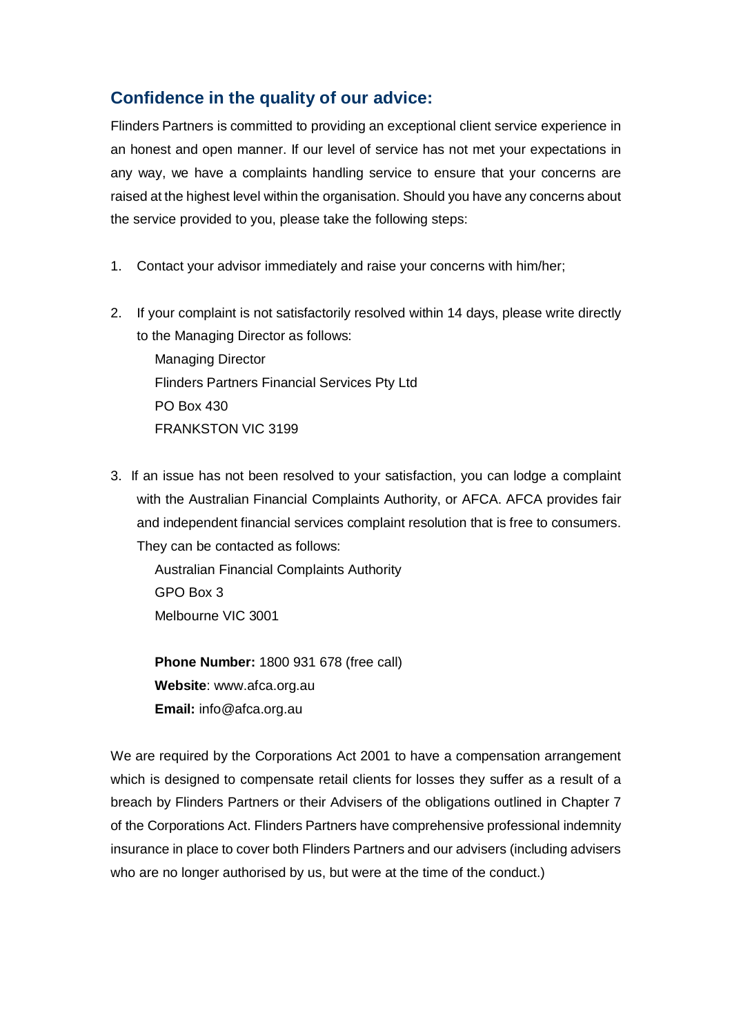## Confidence in the quality of our advice:

Flinders Partners is committed to providing an exceptional client service experience in an honest and open manner. If our level of service has not met your expectations in any way, we have a complaints handling service to ensure that your concerns are raised at the highest level within the organisation. Should you have any concerns about the service provided to you, please take the following steps:

1. Contact your advisor immediately and raise your concerns with him/her;

2. If your complaint is not satisfactorily resolved within 14 days, please write directly to the Managing Director as follows:

   Managing Director
   Flinders Partners Financial Services Pty Ltd
   PO Box 430
   FRANKSTON VIC 3199

3. If an issue has not been resolved to your satisfaction, you can lodge a complaint with the Australian Financial Complaints Authority, or AFCA. AFCA provides fair and independent financial services complaint resolution that is free to consumers. They can be contacted as follows:

   Australian Financial Complaints Authority
   GPO Box 3
   Melbourne VIC 3001

   **Phone Number:** 1800 931 678 (free call)
   **Website**: www.afca.org.au
   **Email:** info@afca.org.au

We are required by the Corporations Act 2001 to have a compensation arrangement which is designed to compensate retail clients for losses they suffer as a result of a breach by Flinders Partners or their Advisers of the obligations outlined in Chapter 7 of the Corporations Act. Flinders Partners have comprehensive professional indemnity insurance in place to cover both Flinders Partners and our advisers (including advisers who are no longer authorised by us, but were at the time of the conduct.)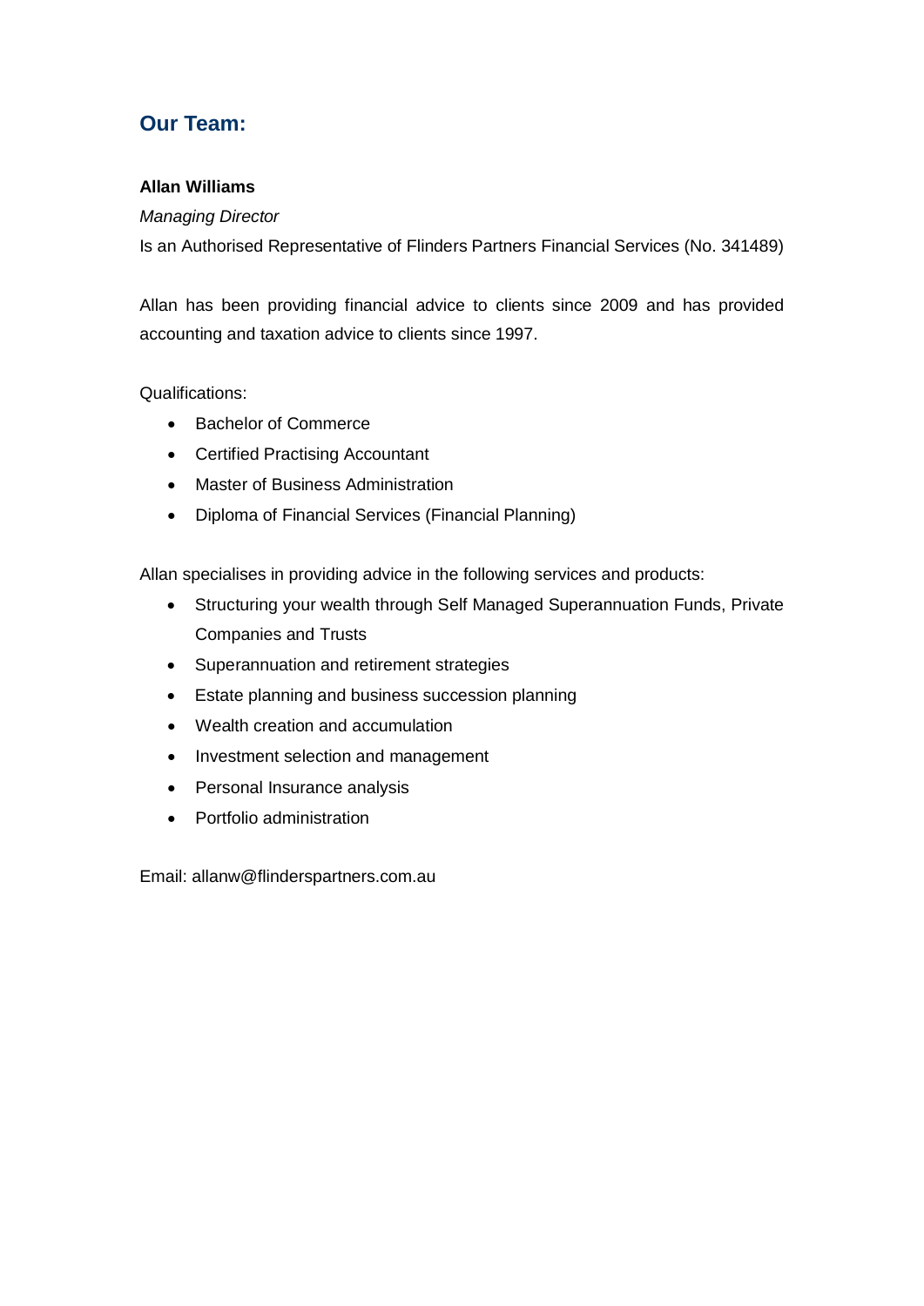## Our Team:

**Allan Williams**

*Managing Director*

Is an Authorised Representative of Flinders Partners Financial Services (No. 341489)

Allan has been providing financial advice to clients since 2009 and has provided accounting and taxation advice to clients since 1997.

Qualifications:

- Bachelor of Commerce
- Certified Practising Accountant
- Master of Business Administration
- Diploma of Financial Services (Financial Planning)

Allan specialises in providing advice in the following services and products:

- Structuring your wealth through Self Managed Superannuation Funds, Private Companies and Trusts
- Superannuation and retirement strategies
- Estate planning and business succession planning
- Wealth creation and accumulation
- Investment selection and management
- Personal Insurance analysis
- Portfolio administration

Email: allanw@flinderspartners.com.au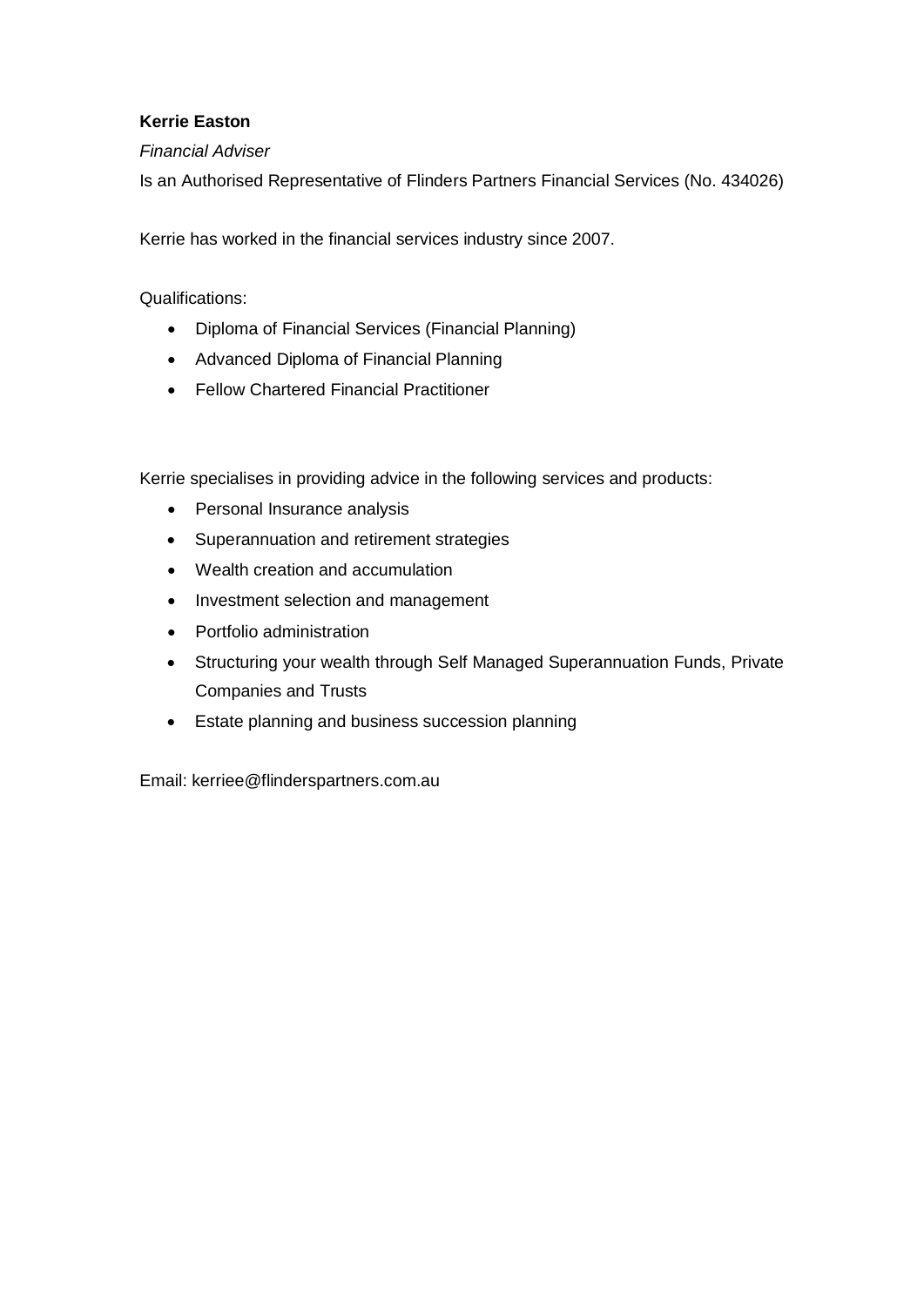**Kerrie Easton**

*Financial Adviser*

Is an Authorised Representative of Flinders Partners Financial Services (No. 434026)

Kerrie has worked in the financial services industry since 2007.

Qualifications:

- Diploma of Financial Services (Financial Planning)
- Advanced Diploma of Financial Planning
- Fellow Chartered Financial Practitioner

Kerrie specialises in providing advice in the following services and products:

- Personal Insurance analysis
- Superannuation and retirement strategies
- Wealth creation and accumulation
- Investment selection and management
- Portfolio administration
- Structuring your wealth through Self Managed Superannuation Funds, Private Companies and Trusts
- Estate planning and business succession planning

Email: kerriee@flinderspartners.com.au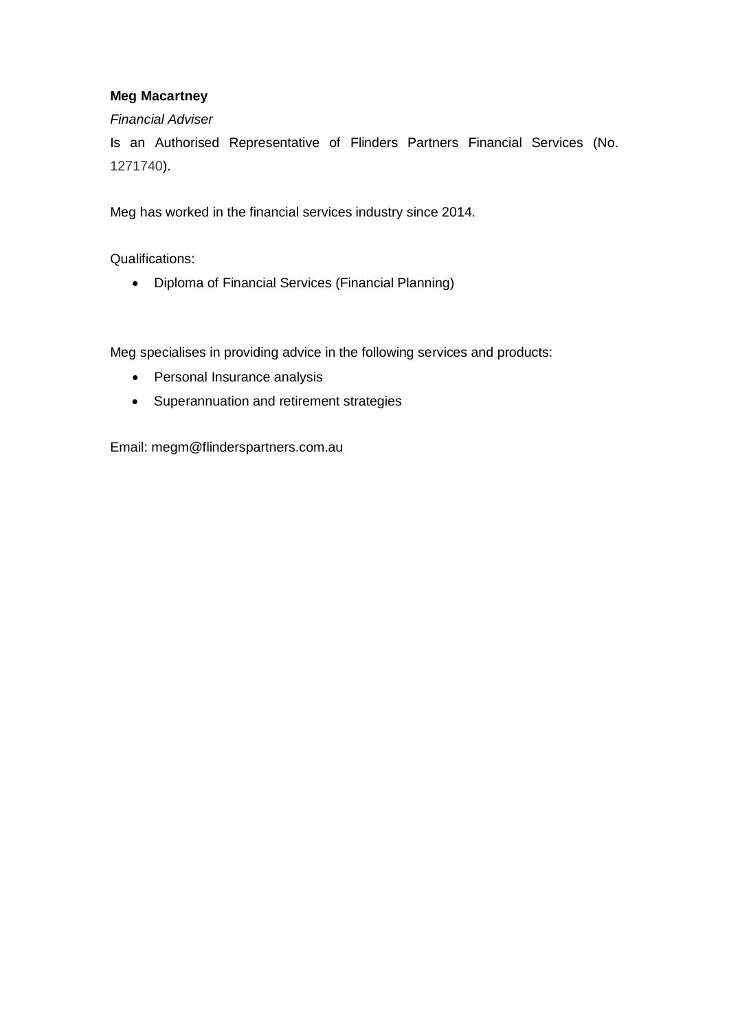**Meg Macartney**

*Financial Adviser*

Is an Authorised Representative of Flinders Partners Financial Services (No. 1271740).

Meg has worked in the financial services industry since 2014.

Qualifications:

- Diploma of Financial Services (Financial Planning)

Meg specialises in providing advice in the following services and products:

- Personal Insurance analysis
- Superannuation and retirement strategies

Email: megm@flinderspartners.com.au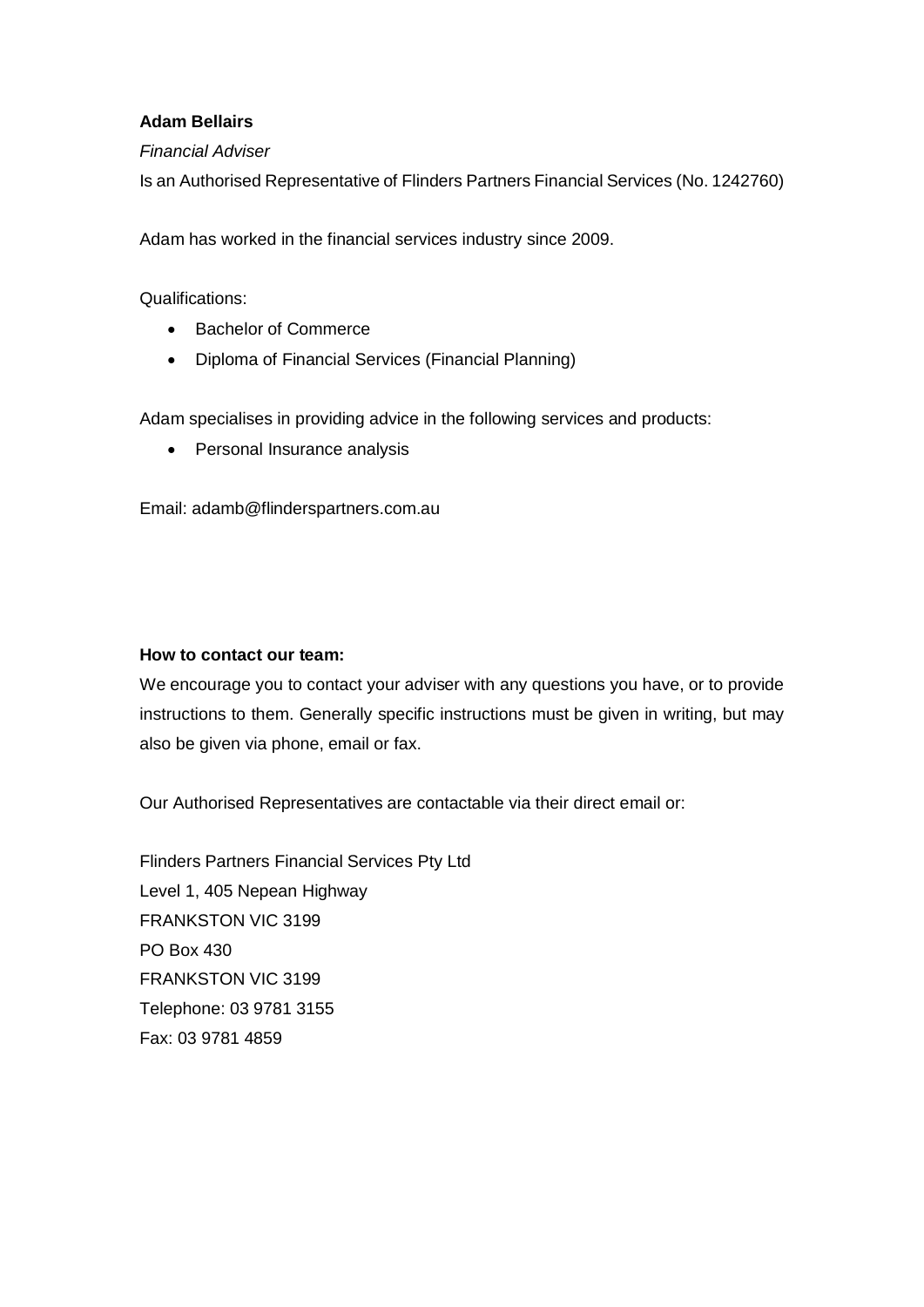**Adam Bellairs**

*Financial Adviser*

Is an Authorised Representative of Flinders Partners Financial Services (No. 1242760)

Adam has worked in the financial services industry since 2009.

Qualifications:

- Bachelor of Commerce
- Diploma of Financial Services (Financial Planning)

Adam specialises in providing advice in the following services and products:

- Personal Insurance analysis

Email: adamb@flinderspartners.com.au

**How to contact our team:**

We encourage you to contact your adviser with any questions you have, or to provide instructions to them. Generally specific instructions must be given in writing, but may also be given via phone, email or fax.

Our Authorised Representatives are contactable via their direct email or:

Flinders Partners Financial Services Pty Ltd
Level 1, 405 Nepean Highway
FRANKSTON VIC 3199
PO Box 430
FRANKSTON VIC 3199
Telephone: 03 9781 3155
Fax: 03 9781 4859